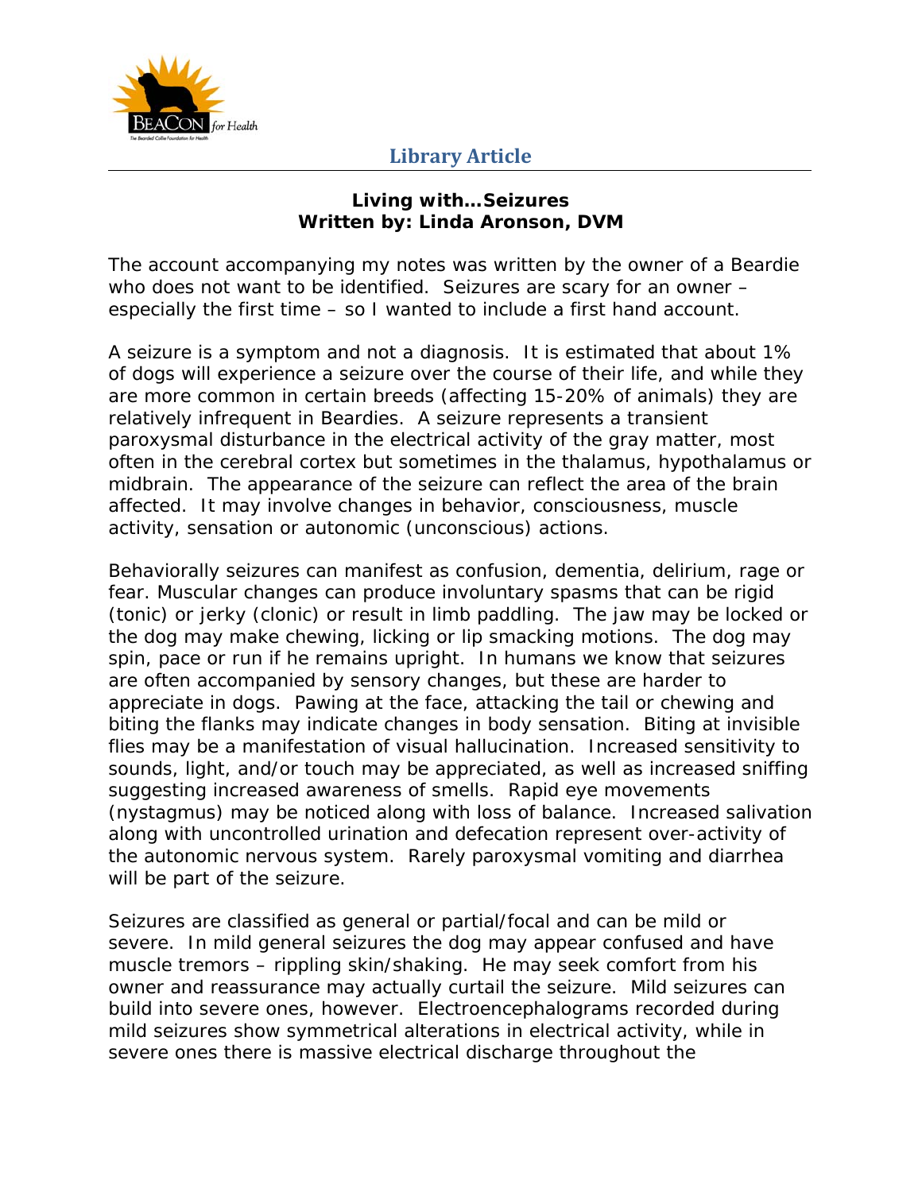Library Article

# Living with…Seizures
**Written by: Linda Aronson, DVM**

The account accompanying my notes was written by the owner of a Beardie who does not want to be identified. Seizures are scary for an owner – especially the first time – so I wanted to include a first hand account.

A seizure is a symptom and not a diagnosis. It is estimated that about 1% of dogs will experience a seizure over the course of their life, and while they are more common in certain breeds (affecting 15-20% of animals) they are relatively infrequent in Beardies. A seizure represents a transient paroxysmal disturbance in the electrical activity of the gray matter, most often in the cerebral cortex but sometimes in the thalamus, hypothalamus or midbrain. The appearance of the seizure can reflect the area of the brain affected. It may involve changes in behavior, consciousness, muscle activity, sensation or autonomic (unconscious) actions.

Behaviorally seizures can manifest as confusion, dementia, delirium, rage or fear. Muscular changes can produce involuntary spasms that can be rigid (tonic) or jerky (clonic) or result in limb paddling. The jaw may be locked or the dog may make chewing, licking or lip smacking motions. The dog may spin, pace or run if he remains upright. In humans we know that seizures are often accompanied by sensory changes, but these are harder to appreciate in dogs. Pawing at the face, attacking the tail or chewing and biting the flanks may indicate changes in body sensation. Biting at invisible flies may be a manifestation of visual hallucination. Increased sensitivity to sounds, light, and/or touch may be appreciated, as well as increased sniffing suggesting increased awareness of smells. Rapid eye movements (nystagmus) may be noticed along with loss of balance. Increased salivation along with uncontrolled urination and defecation represent over-activity of the autonomic nervous system. Rarely paroxysmal vomiting and diarrhea will be part of the seizure.

Seizures are classified as general or partial/focal and can be mild or severe. In mild general seizures the dog may appear confused and have muscle tremors – rippling skin/shaking. He may seek comfort from his owner and reassurance may actually curtail the seizure. Mild seizures can build into severe ones, however. Electroencephalograms recorded during mild seizures show symmetrical alterations in electrical activity, while in severe ones there is massive electrical discharge throughout the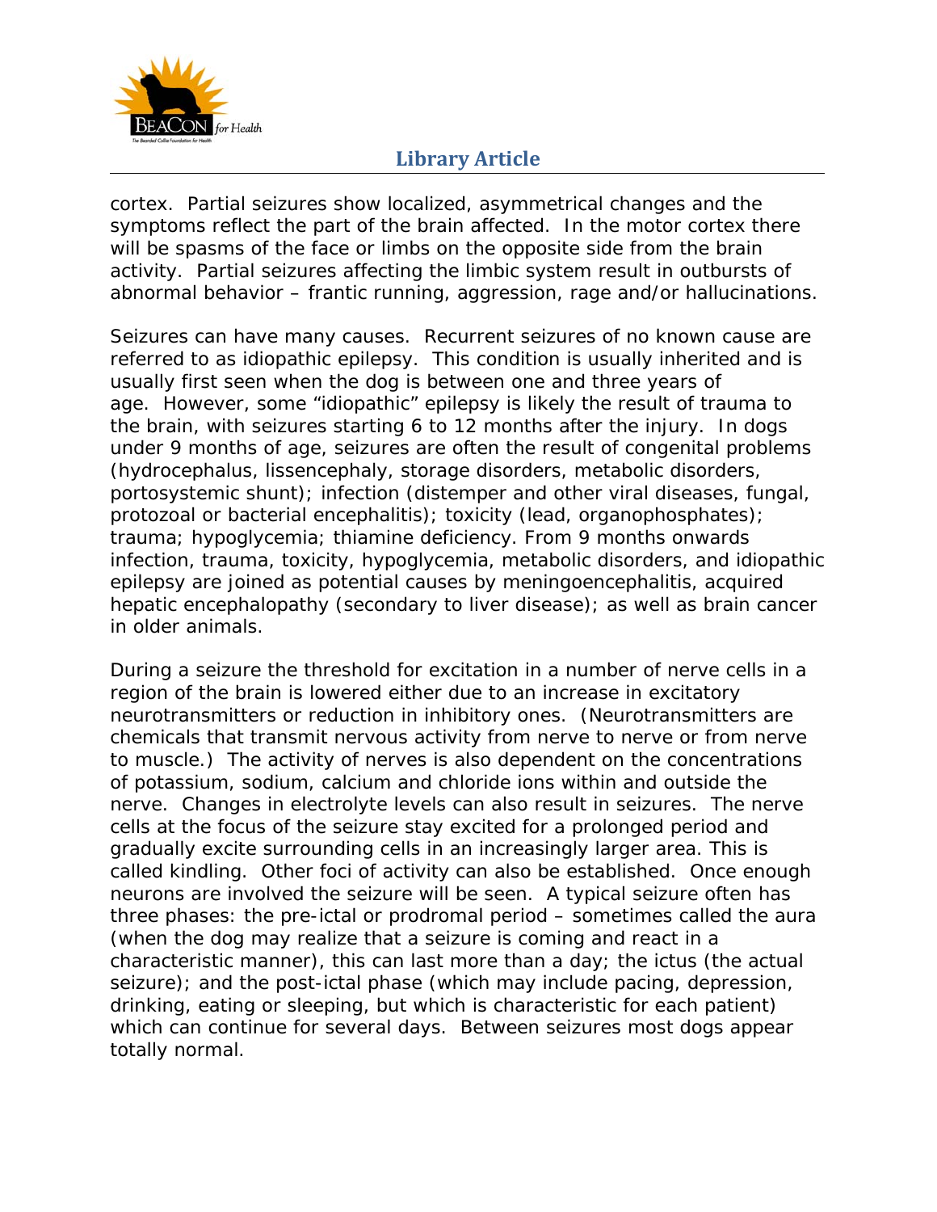cortex. Partial seizures show localized, asymmetrical changes and the symptoms reflect the part of the brain affected. In the motor cortex there will be spasms of the face or limbs on the opposite side from the brain activity. Partial seizures affecting the limbic system result in outbursts of abnormal behavior – frantic running, aggression, rage and/or hallucinations.

Seizures can have many causes. Recurrent seizures of no known cause are referred to as idiopathic epilepsy. This condition is usually inherited and is usually first seen when the dog is between one and three years of age. However, some "idiopathic" epilepsy is likely the result of trauma to the brain, with seizures starting 6 to 12 months after the injury. In dogs under 9 months of age, seizures are often the result of congenital problems (hydrocephalus, lissencephaly, storage disorders, metabolic disorders, portosystemic shunt); infection (distemper and other viral diseases, fungal, protozoal or bacterial encephalitis); toxicity (lead, organophosphates); trauma; hypoglycemia; thiamine deficiency. From 9 months onwards infection, trauma, toxicity, hypoglycemia, metabolic disorders, and idiopathic epilepsy are joined as potential causes by meningoencephalitis, acquired hepatic encephalopathy (secondary to liver disease); as well as brain cancer in older animals.

During a seizure the threshold for excitation in a number of nerve cells in a region of the brain is lowered either due to an increase in excitatory neurotransmitters or reduction in inhibitory ones. (Neurotransmitters are chemicals that transmit nervous activity from nerve to nerve or from nerve to muscle.) The activity of nerves is also dependent on the concentrations of potassium, sodium, calcium and chloride ions within and outside the nerve. Changes in electrolyte levels can also result in seizures. The nerve cells at the focus of the seizure stay excited for a prolonged period and gradually excite surrounding cells in an increasingly larger area. This is called kindling. Other foci of activity can also be established. Once enough neurons are involved the seizure will be seen. A typical seizure often has three phases: the pre-ictal or prodromal period – sometimes called the aura (when the dog may realize that a seizure is coming and react in a characteristic manner), this can last more than a day; the ictus (the actual seizure); and the post-ictal phase (which may include pacing, depression, drinking, eating or sleeping, but which is characteristic for each patient) which can continue for several days. Between seizures most dogs appear totally normal.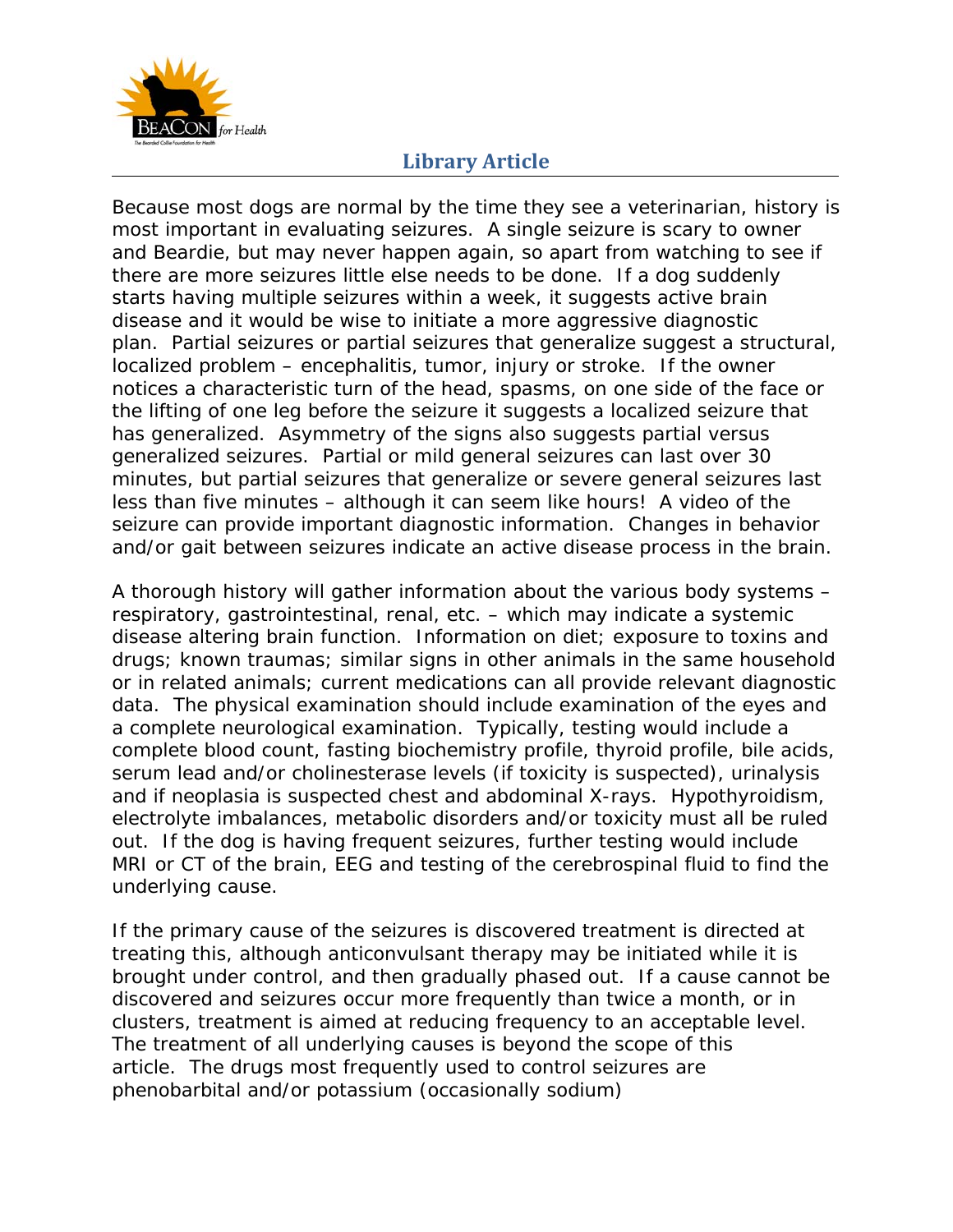Because most dogs are normal by the time they see a veterinarian, history is most important in evaluating seizures. A single seizure is scary to owner and Beardie, but may never happen again, so apart from watching to see if there are more seizures little else needs to be done. If a dog suddenly starts having multiple seizures within a week, it suggests active brain disease and it would be wise to initiate a more aggressive diagnostic plan. Partial seizures or partial seizures that generalize suggest a structural, localized problem – encephalitis, tumor, injury or stroke. If the owner notices a characteristic turn of the head, spasms, on one side of the face or the lifting of one leg before the seizure it suggests a localized seizure that has generalized. Asymmetry of the signs also suggests partial versus generalized seizures. Partial or mild general seizures can last over 30 minutes, but partial seizures that generalize or severe general seizures last less than five minutes – although it can seem like hours! A video of the seizure can provide important diagnostic information. Changes in behavior and/or gait between seizures indicate an active disease process in the brain.

A thorough history will gather information about the various body systems – respiratory, gastrointestinal, renal, etc. – which may indicate a systemic disease altering brain function. Information on diet; exposure to toxins and drugs; known traumas; similar signs in other animals in the same household or in related animals; current medications can all provide relevant diagnostic data. The physical examination should include examination of the eyes and a complete neurological examination. Typically, testing would include a complete blood count, fasting biochemistry profile, thyroid profile, bile acids, serum lead and/or cholinesterase levels (if toxicity is suspected), urinalysis and if neoplasia is suspected chest and abdominal X-rays. Hypothyroidism, electrolyte imbalances, metabolic disorders and/or toxicity must all be ruled out. If the dog is having frequent seizures, further testing would include MRI or CT of the brain, EEG and testing of the cerebrospinal fluid to find the underlying cause.

If the primary cause of the seizures is discovered treatment is directed at treating this, although anticonvulsant therapy may be initiated while it is brought under control, and then gradually phased out. If a cause cannot be discovered and seizures occur more frequently than twice a month, or in clusters, treatment is aimed at reducing frequency to an acceptable level. The treatment of all underlying causes is beyond the scope of this article. The drugs most frequently used to control seizures are phenobarbital and/or potassium (occasionally sodium)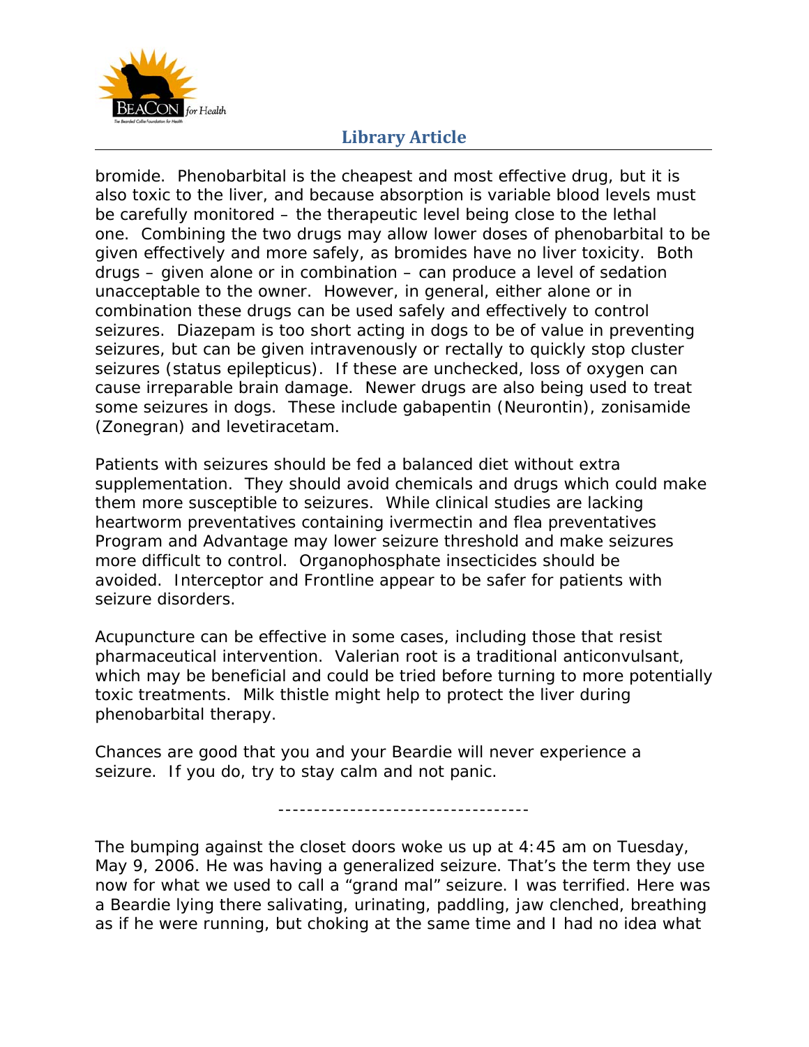bromide. Phenobarbital is the cheapest and most effective drug, but it is also toxic to the liver, and because absorption is variable blood levels must be carefully monitored – the therapeutic level being close to the lethal one. Combining the two drugs may allow lower doses of phenobarbital to be given effectively and more safely, as bromides have no liver toxicity. Both drugs – given alone or in combination – can produce a level of sedation unacceptable to the owner. However, in general, either alone or in combination these drugs can be used safely and effectively to control seizures. Diazepam is too short acting in dogs to be of value in preventing seizures, but can be given intravenously or rectally to quickly stop cluster seizures (status epilepticus). If these are unchecked, loss of oxygen can cause irreparable brain damage. Newer drugs are also being used to treat some seizures in dogs. These include gabapentin (Neurontin), zonisamide (Zonegran) and levetiracetam.

Patients with seizures should be fed a balanced diet without extra supplementation. They should avoid chemicals and drugs which could make them more susceptible to seizures. While clinical studies are lacking heartworm preventatives containing ivermectin and flea preventatives Program and Advantage may lower seizure threshold and make seizures more difficult to control. Organophosphate insecticides should be avoided. Interceptor and Frontline appear to be safer for patients with seizure disorders.

Acupuncture can be effective in some cases, including those that resist pharmaceutical intervention. Valerian root is a traditional anticonvulsant, which may be beneficial and could be tried before turning to more potentially toxic treatments. Milk thistle might help to protect the liver during phenobarbital therapy.

Chances are good that you and your Beardie will never experience a seizure. If you do, try to stay calm and not panic.

-----------------------------------

The bumping against the closet doors woke us up at 4:45 am on Tuesday, May 9, 2006. He was having a generalized seizure. That's the term they use now for what we used to call a "grand mal" seizure. I was terrified. Here was a Beardie lying there salivating, urinating, paddling, jaw clenched, breathing as if he were running, but choking at the same time and I had no idea what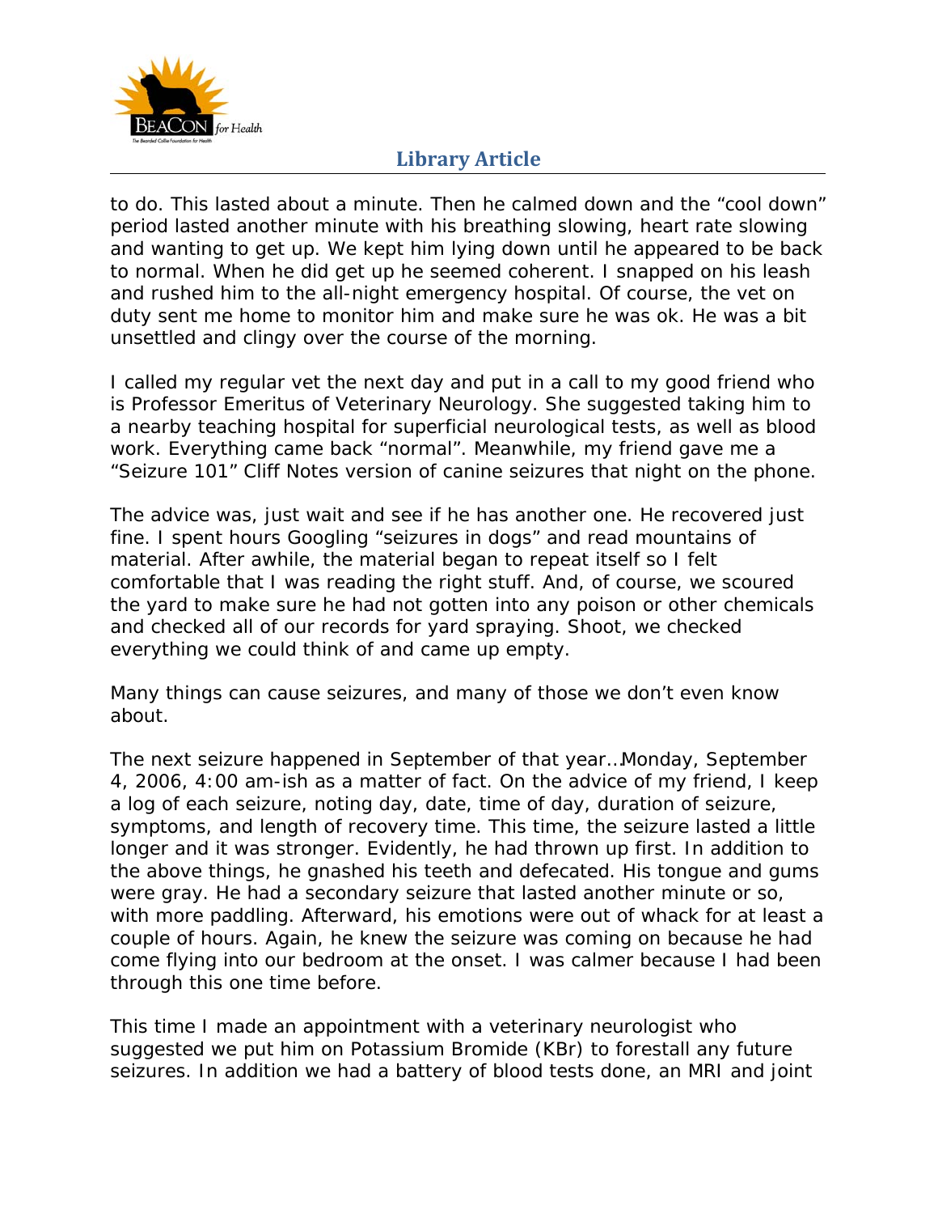to do. This lasted about a minute. Then he calmed down and the "cool down" period lasted another minute with his breathing slowing, heart rate slowing and wanting to get up. We kept him lying down until he appeared to be back to normal. When he did get up he seemed coherent. I snapped on his leash and rushed him to the all-night emergency hospital. Of course, the vet on duty sent me home to monitor him and make sure he was ok. He was a bit unsettled and clingy over the course of the morning.

I called my regular vet the next day and put in a call to my good friend who is Professor Emeritus of Veterinary Neurology. She suggested taking him to a nearby teaching hospital for superficial neurological tests, as well as blood work. Everything came back "normal". Meanwhile, my friend gave me a "Seizure 101" Cliff Notes version of canine seizures that night on the phone.

The advice was, just wait and see if he has another one. He recovered just fine. I spent hours Googling "seizures in dogs" and read mountains of material. After awhile, the material began to repeat itself so I felt comfortable that I was reading the right stuff. And, of course, we scoured the yard to make sure he had not gotten into any poison or other chemicals and checked all of our records for yard spraying. Shoot, we checked everything we could think of and came up empty.

Many things can cause seizures, and many of those we don't even know about.

The next seizure happened in September of that year…Monday, September 4, 2006, 4:00 am-ish as a matter of fact. On the advice of my friend, I keep a log of each seizure, noting day, date, time of day, duration of seizure, symptoms, and length of recovery time. This time, the seizure lasted a little longer and it was stronger. Evidently, he had thrown up first. In addition to the above things, he gnashed his teeth and defecated. His tongue and gums were gray. He had a secondary seizure that lasted another minute or so, with more paddling. Afterward, his emotions were out of whack for at least a couple of hours. Again, he knew the seizure was coming on because he had come flying into our bedroom at the onset. I was calmer because I had been through this one time before.

This time I made an appointment with a veterinary neurologist who suggested we put him on Potassium Bromide (KBr) to forestall any future seizures. In addition we had a battery of blood tests done, an MRI and joint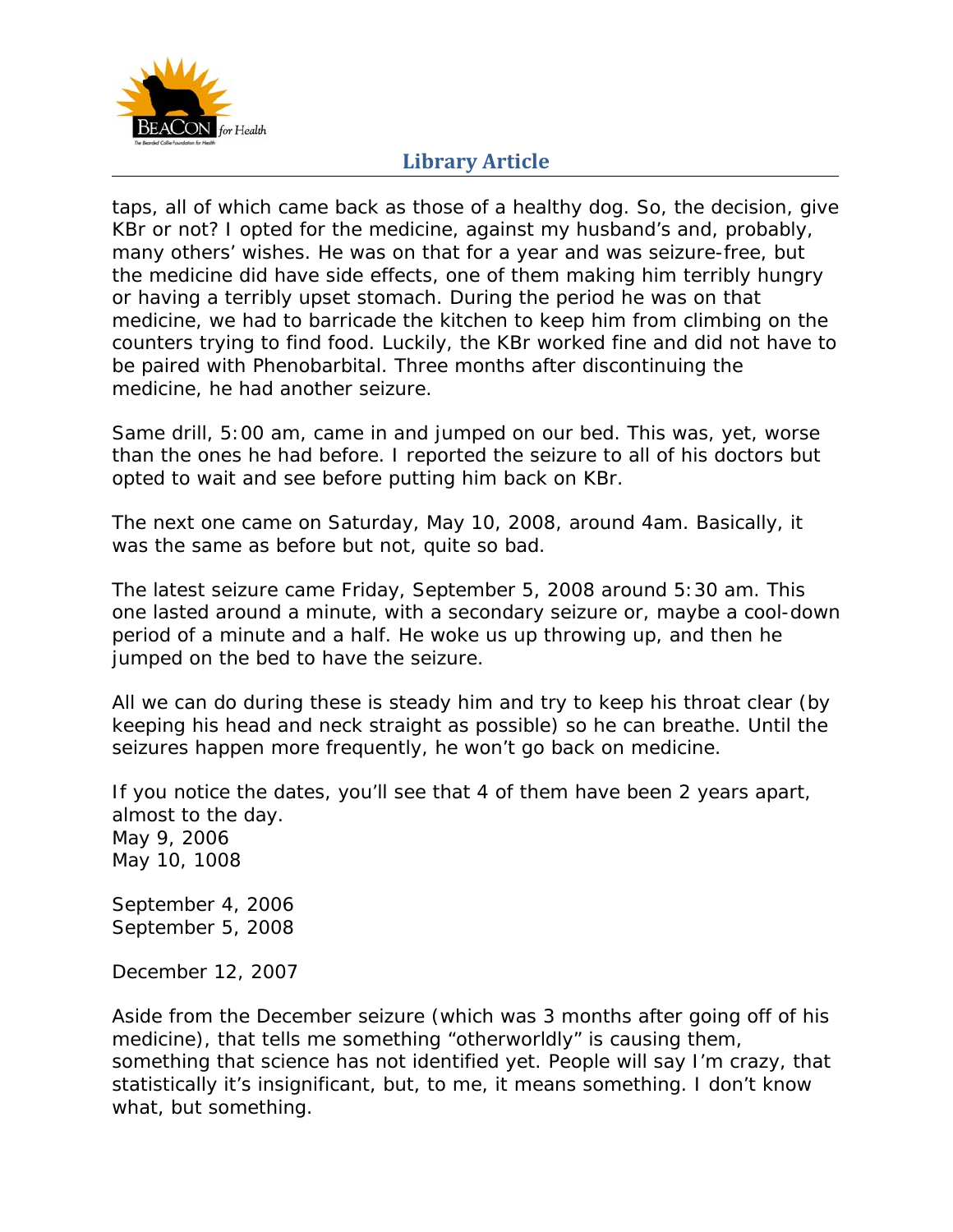taps, all of which came back as those of a healthy dog. So, the decision, give KBr or not? I opted for the medicine, against my husband's and, probably, many others' wishes. He was on that for a year and was seizure-free, but the medicine did have side effects, one of them making him terribly hungry or having a terribly upset stomach. During the period he was on that medicine, we had to barricade the kitchen to keep him from climbing on the counters trying to find food. Luckily, the KBr worked fine and did not have to be paired with Phenobarbital. Three months after discontinuing the medicine, he had another seizure.

Same drill, 5:00 am, came in and jumped on our bed. This was, yet, worse than the ones he had before. I reported the seizure to all of his doctors but opted to wait and see before putting him back on KBr.

The next one came on Saturday, May 10, 2008, around 4am. Basically, it was the same as before but not, quite so bad.

The latest seizure came Friday, September 5, 2008 around 5:30 am. This one lasted around a minute, with a secondary seizure or, maybe a cool-down period of a minute and a half. He woke us up throwing up, and then he jumped on the bed to have the seizure.

All we can do during these is steady him and try to keep his throat clear (by keeping his head and neck straight as possible) so he can breathe. Until the seizures happen more frequently, he won't go back on medicine.

If you notice the dates, you'll see that 4 of them have been 2 years apart, almost to the day.
May 9, 2006
May 10, 1008

September 4, 2006
September 5, 2008

December 12, 2007

Aside from the December seizure (which was 3 months after going off of his medicine), that tells me something "otherworldly" is causing them, something that science has not identified yet. People will say I'm crazy, that statistically it's insignificant, but, to me, it means something. I don't know what, but something.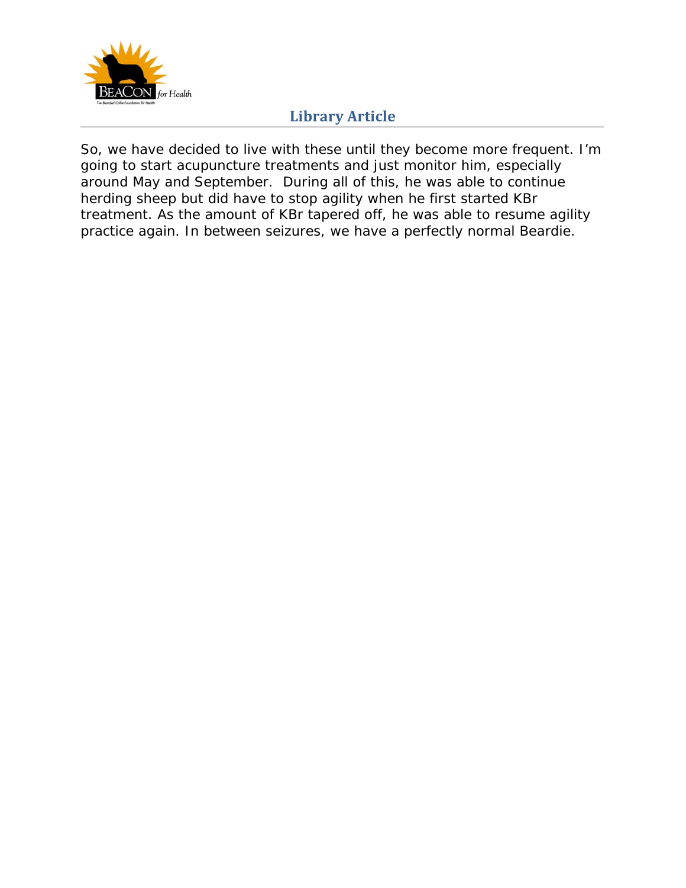So, we have decided to live with these until they become more frequent. I'm going to start acupuncture treatments and just monitor him, especially around May and September. During all of this, he was able to continue herding sheep but did have to stop agility when he first started KBr treatment. As the amount of KBr tapered off, he was able to resume agility practice again. In between seizures, we have a perfectly normal Beardie.